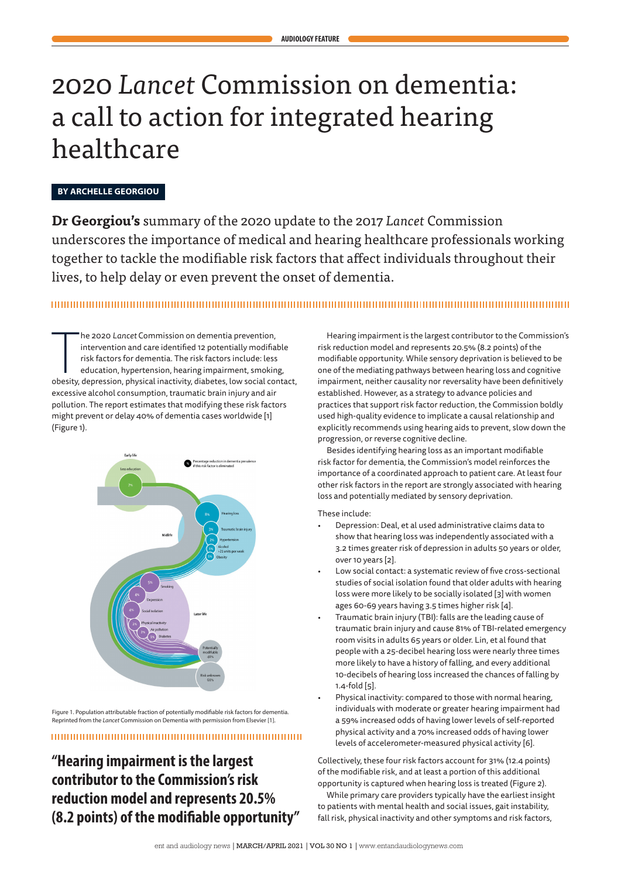# 2020 *Lancet* Commission on dementia: a call to action for integrated hearing healthcare

**BY ARCHELLE GEORGIOU**

**Dr Georgiou's** summary of the 2020 update to the 2017 *Lancet* Commission underscores the importance of medical and hearing healthcare professionals working together to tackle the modifiable risk factors that affect individuals throughout their lives, to help delay or even prevent the onset of dementia.

The 2020 *Lancet* Commission on dementia prevention, intervention and care identified 12 potentially modifiable risk factors for dementia. The risk factors include: less education, hypertension, hearing impairment, smoking, obesity, depression, physical inactivity, diabetes, low social contact, excessive alcohol consumption, traumatic brain injury and air pollution. The report estimates that modifying these risk factors might prevent or delay 40% of dementia cases worldwide [1] (Figure 1).

Figure 1. Population attributable fraction of potentially modifiable risk factors for dementia. Reprinted from the *Lancet* Commission on Dementia with permission from Elsevier [1].

> **"Hearing impairment is the largest contributor to the Commission's risk reduction model and represents 20.5% (8.2 points) of the modifiable opportunity"**

Hearing impairment is the largest contributor to the Commission's risk reduction model and represents 20.5% (8.2 points) of the modifiable opportunity. While sensory deprivation is believed to be one of the mediating pathways between hearing loss and cognitive impairment, neither causality nor reversality have been definitively established. However, as a strategy to advance policies and practices that support risk factor reduction, the Commission boldly used high-quality evidence to implicate a causal relationship and explicitly recommends using hearing aids to prevent, slow down the progression, or reverse cognitive decline.

Besides identifying hearing loss as an important modifiable risk factor for dementia, the Commission's model reinforces the importance of a coordinated approach to patient care. At least four other risk factors in the report are strongly associated with hearing loss and potentially mediated by sensory deprivation.

These include:

- Depression: Deal, et al used administrative claims data to show that hearing loss was independently associated with a 3.2 times greater risk of depression in adults 50 years or older, over 10 years [2].
- Low social contact: a systematic review of five cross-sectional studies of social isolation found that older adults with hearing loss were more likely to be socially isolated [3] with women ages 60-69 years having 3.5 times higher risk [4].
- Traumatic brain injury (TBI): falls are the leading cause of traumatic brain injury and cause 81% of TBI-related emergency room visits in adults 65 years or older. Lin, et al found that people with a 25-decibel hearing loss were nearly three times more likely to have a history of falling, and every additional 10-decibels of hearing loss increased the chances of falling by 1.4-fold [5].
- Physical inactivity: compared to those with normal hearing, individuals with moderate or greater hearing impairment had a 59% increased odds of having lower levels of self-reported physical activity and a 70% increased odds of having lower levels of accelerometer-measured physical activity [6].

Collectively, these four risk factors account for 31% (12.4 points) of the modifiable risk, and at least a portion of this additional opportunity is captured when hearing loss is treated (Figure 2).

While primary care providers typically have the earliest insight to patients with mental health and social issues, gait instability, fall risk, physical inactivity and other symptoms and risk factors,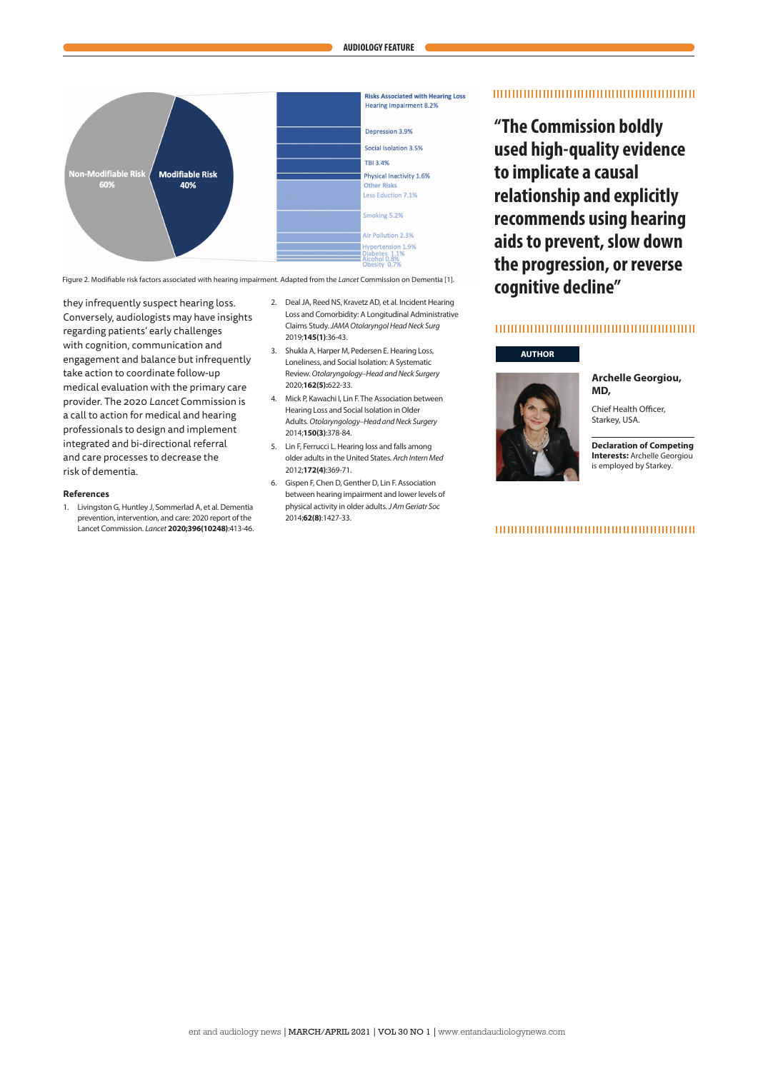Risks Associated with Hearing Loss
Hearing Impairment 8.2%
Depression 3.9%
Social Isolation 3.5%
TBI 3.4%
Physical Inactivity 1.6%
Other Risks
Less Eduction 7.1%
Smoking 5.2%
Air Pollution 2.3%
Hypertension 1.9%
Diabetes 1.1%
Alcohol 0.8%
Obesity 0.7%

Non-Modifiable Risk 60%
Modifiable Risk 40%

Figure 2. Modifiable risk factors associated with hearing impairment. Adapted from the *Lancet* Commission on Dementia [1].

they infrequently suspect hearing loss. Conversely, audiologists may have insights regarding patients' early challenges with cognition, communication and engagement and balance but infrequently take action to coordinate follow-up medical evaluation with the primary care provider. The 2020 *Lancet* Commission is a call to action for medical and hearing professionals to design and implement integrated and bi-directional referral and care processes to decrease the risk of dementia.

### References

1. Livingston G, Huntley J, Sommerlad A, et al. Dementia prevention, intervention, and care: 2020 report of the Lancet Commission. *Lancet* **2020;396(10248)**:413-46.
2. Deal JA, Reed NS, Kravetz AD, et al. Incident Hearing Loss and Comorbidity: A Longitudinal Administrative Claims Study. *JAMA Otolaryngol Head Neck Surg* 2019;**145(1)**:36-43.
3. Shukla A, Harper M, Pedersen E. Hearing Loss, Loneliness, and Social Isolation: A Systematic Review. *Otolaryngology–Head and Neck Surgery* 2020;**162(5)**:622-33.
4. Mick P, Kawachi I, Lin F. The Association between Hearing Loss and Social Isolation in Older Adults. *Otolaryngology–Head and Neck Surgery* 2014;**150(3)**:378-84.
5. Lin F, Ferrucci L. Hearing loss and falls among older adults in the United States. *Arch Intern Med* 2012;**172(4)**:369-71.
6. Gispen F, Chen D, Genther D, Lin F. Association between hearing impairment and lower levels of physical activity in older adults. *J Am Geriatr Soc* 2014;**62(8)**:1427-33.

> **"The Commission boldly used high-quality evidence to implicate a causal relationship and explicitly recommends using hearing aids to prevent, slow down the progression, or reverse cognitive decline"**

**AUTHOR**

**Archelle Georgiou, MD,**

Chief Health Officer, Starkey, USA.

**Declaration of Competing Interests:** Archelle Georgiou is employed by Starkey.